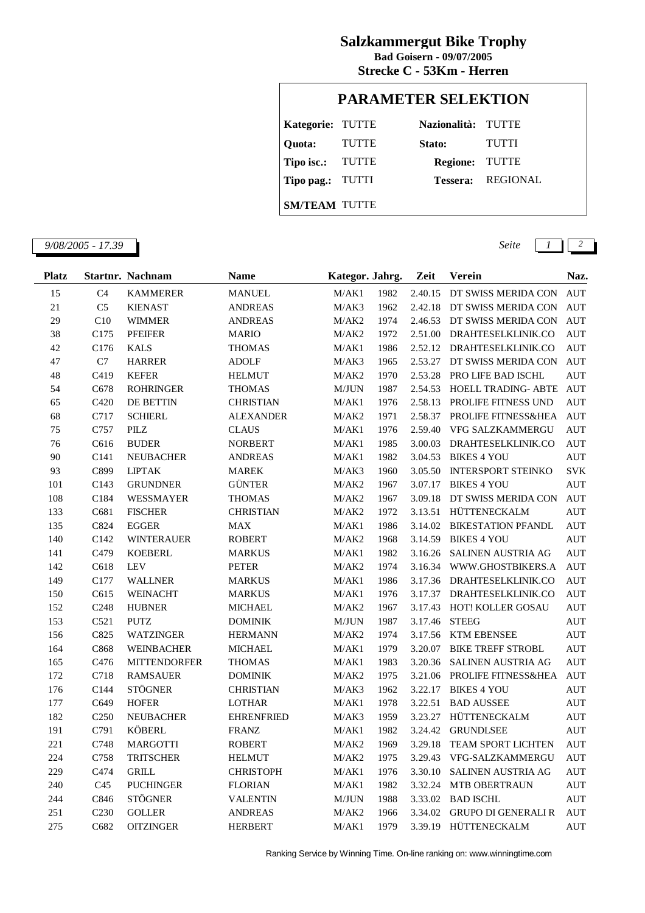## Salzkammergut Bike Trophy

**Bad Goisern - 09/07/2005**

**Strecke C - 53Km - Herren**

### PARAMETER SELEKTION

| | | | |
|---|---|---|---|
| **Kategorie:** | TUTTE | **Nazionalità:** | TUTTE |
| **Quota:** | TUTTE | **Stato:** | TUTTI |
| **Tipo isc.:** | TUTTE | **Regione:** | TUTTE |
| **Tipo pag.:** | TUTTI | **Tessera:** | REGIONAL |
| **SM/TEAM** | TUTTE | | |

*9/08/2005 - 17.39*

| Platz | Startnr. | Nachnam | Name | Kategor. | Jahrg. | Zeit | Verein | Naz. |
|---|---|---|---|---|---|---|---|---|
| 15 | C4 | KAMMERER | MANUEL | M/AK1 | 1982 | 2.40.15 | DT SWISS MERIDA CON | AUT |
| 21 | C5 | KIENAST | ANDREAS | M/AK3 | 1962 | 2.42.18 | DT SWISS MERIDA CON | AUT |
| 29 | C10 | WIMMER | ANDREAS | M/AK2 | 1974 | 2.46.53 | DT SWISS MERIDA CON | AUT |
| 38 | C175 | PFEIFER | MARIO | M/AK2 | 1972 | 2.51.00 | DRAHTESELKLINIK.CO | AUT |
| 42 | C176 | KALS | THOMAS | M/AK1 | 1986 | 2.52.12 | DRAHTESELKLINIK.CO | AUT |
| 47 | C7 | HARRER | ADOLF | M/AK3 | 1965 | 2.53.27 | DT SWISS MERIDA CON | AUT |
| 48 | C419 | KEFER | HELMUT | M/AK2 | 1970 | 2.53.28 | PRO LIFE BAD ISCHL | AUT |
| 54 | C678 | ROHRINGER | THOMAS | M/JUN | 1987 | 2.54.53 | HOELL TRADING- ABTE | AUT |
| 65 | C420 | DE BETTIN | CHRISTIAN | M/AK1 | 1976 | 2.58.13 | PROLIFE FITNESS UND | AUT |
| 68 | C717 | SCHIERL | ALEXANDER | M/AK2 | 1971 | 2.58.37 | PROLIFE FITNESS&HEA | AUT |
| 75 | C757 | PILZ | CLAUS | M/AK1 | 1976 | 2.59.40 | VFG SALZKAMMERGU | AUT |
| 76 | C616 | BUDER | NORBERT | M/AK1 | 1985 | 3.00.03 | DRAHTESELKLINIK.CO | AUT |
| 90 | C141 | NEUBACHER | ANDREAS | M/AK1 | 1982 | 3.04.53 | BIKES 4 YOU | AUT |
| 93 | C899 | LIPTAK | MAREK | M/AK3 | 1960 | 3.05.50 | INTERSPORT STEINKO | SVK |
| 101 | C143 | GRUNDNER | GÜNTER | M/AK2 | 1967 | 3.07.17 | BIKES 4 YOU | AUT |
| 108 | C184 | WESSMAYER | THOMAS | M/AK2 | 1967 | 3.09.18 | DT SWISS MERIDA CON | AUT |
| 133 | C681 | FISCHER | CHRISTIAN | M/AK2 | 1972 | 3.13.51 | HÜTTENECKALM | AUT |
| 135 | C824 | EGGER | MAX | M/AK1 | 1986 | 3.14.02 | BIKESTATION PFANDL | AUT |
| 140 | C142 | WINTERAUER | ROBERT | M/AK2 | 1968 | 3.14.59 | BIKES 4 YOU | AUT |
| 141 | C479 | KOEBERL | MARKUS | M/AK1 | 1982 | 3.16.26 | SALINEN AUSTRIA AG | AUT |
| 142 | C618 | LEV | PETER | M/AK2 | 1974 | 3.16.34 | WWW.GHOSTBIKERS.A | AUT |
| 149 | C177 | WALLNER | MARKUS | M/AK1 | 1986 | 3.17.36 | DRAHTESELKLINIK.CO | AUT |
| 150 | C615 | WEINACHT | MARKUS | M/AK1 | 1976 | 3.17.37 | DRAHTESELKLINIK.CO | AUT |
| 152 | C248 | HUBNER | MICHAEL | M/AK2 | 1967 | 3.17.43 | HOT! KOLLER GOSAU | AUT |
| 153 | C521 | PUTZ | DOMINIK | M/JUN | 1987 | 3.17.46 | STEEG | AUT |
| 156 | C825 | WATZINGER | HERMANN | M/AK2 | 1974 | 3.17.56 | KTM EBENSEE | AUT |
| 164 | C868 | WEINBACHER | MICHAEL | M/AK1 | 1979 | 3.20.07 | BIKE TREFF STROBL | AUT |
| 165 | C476 | MITTENDORFER | THOMAS | M/AK1 | 1983 | 3.20.36 | SALINEN AUSTRIA AG | AUT |
| 172 | C718 | RAMSAUER | DOMINIK | M/AK2 | 1975 | 3.21.06 | PROLIFE FITNESS&HEA | AUT |
| 176 | C144 | STÖGNER | CHRISTIAN | M/AK3 | 1962 | 3.22.17 | BIKES 4 YOU | AUT |
| 177 | C649 | HOFER | LOTHAR | M/AK1 | 1978 | 3.22.51 | BAD AUSSEE | AUT |
| 182 | C250 | NEUBACHER | EHRENFRIED | M/AK3 | 1959 | 3.23.27 | HÜTTENECKALM | AUT |
| 191 | C791 | KÖBERL | FRANZ | M/AK1 | 1982 | 3.24.42 | GRUNDLSEE | AUT |
| 221 | C748 | MARGOTTI | ROBERT | M/AK2 | 1969 | 3.29.18 | TEAM SPORT LICHTEN | AUT |
| 224 | C758 | TRITSCHER | HELMUT | M/AK2 | 1975 | 3.29.43 | VFG-SALZKAMMERGU | AUT |
| 229 | C474 | GRILL | CHRISTOPH | M/AK1 | 1976 | 3.30.10 | SALINEN AUSTRIA AG | AUT |
| 240 | C45 | PUCHINGER | FLORIAN | M/AK1 | 1982 | 3.32.24 | MTB OBERTRAUN | AUT |
| 244 | C846 | STÖGNER | VALENTIN | M/JUN | 1988 | 3.33.02 | BAD ISCHL | AUT |
| 251 | C230 | GOLLER | ANDREAS | M/AK2 | 1966 | 3.34.02 | GRUPO DI GENERALI R | AUT |
| 275 | C682 | OITZINGER | HERBERT | M/AK1 | 1979 | 3.39.19 | HÜTTENECKALM | AUT |

Ranking Service by Winning Time. On-line ranking on: www.winningtime.com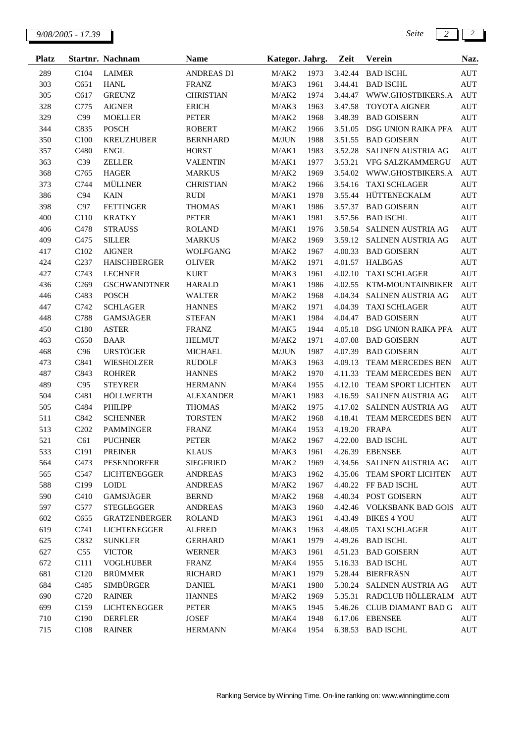| Platz | Startnr. | Nachnam | Name | Kategor. | Jahrg. | Zeit | Verein | Naz. |
|---|---|---|---|---|---|---|---|---|
| 289 | C104 | LAIMER | ANDREAS DI | M/AK2 | 1973 | 3.42.44 | BAD ISCHL | AUT |
| 303 | C651 | HANL | FRANZ | M/AK3 | 1961 | 3.44.41 | BAD ISCHL | AUT |
| 305 | C617 | GREUNZ | CHRISTIAN | M/AK2 | 1974 | 3.44.47 | WWW.GHOSTBIKERS.A | AUT |
| 328 | C775 | AIGNER | ERICH | M/AK3 | 1963 | 3.47.58 | TOYOTA AIGNER | AUT |
| 329 | C99 | MOELLER | PETER | M/AK2 | 1968 | 3.48.39 | BAD GOISERN | AUT |
| 344 | C835 | POSCH | ROBERT | M/AK2 | 1966 | 3.51.05 | DSG UNION RAIKA PFA | AUT |
| 350 | C100 | KREUZHUBER | BERNHARD | M/JUN | 1988 | 3.51.55 | BAD GOISERN | AUT |
| 357 | C480 | ENGL | HORST | M/AK1 | 1983 | 3.52.28 | SALINEN AUSTRIA AG | AUT |
| 363 | C39 | ZELLER | VALENTIN | M/AK1 | 1977 | 3.53.21 | VFG SALZKAMMERGU | AUT |
| 368 | C765 | HAGER | MARKUS | M/AK2 | 1969 | 3.54.02 | WWW.GHOSTBIKERS.A | AUT |
| 373 | C744 | MÜLLNER | CHRISTIAN | M/AK2 | 1966 | 3.54.16 | TAXI SCHLAGER | AUT |
| 386 | C94 | KAIN | RUDI | M/AK1 | 1978 | 3.55.44 | HÜTTENECKALM | AUT |
| 398 | C97 | FETTINGER | THOMAS | M/AK1 | 1986 | 3.57.37 | BAD GOISERN | AUT |
| 400 | C110 | KRATKY | PETER | M/AK1 | 1981 | 3.57.56 | BAD ISCHL | AUT |
| 406 | C478 | STRAUSS | ROLAND | M/AK1 | 1976 | 3.58.54 | SALINEN AUSTRIA AG | AUT |
| 409 | C475 | SILLER | MARKUS | M/AK2 | 1969 | 3.59.12 | SALINEN AUSTRIA AG | AUT |
| 417 | C102 | AIGNER | WOLFGANG | M/AK2 | 1967 | 4.00.33 | BAD GOISERN | AUT |
| 424 | C237 | HAISCHBERGER | OLIVER | M/AK2 | 1971 | 4.01.57 | HALBGAS | AUT |
| 427 | C743 | LECHNER | KURT | M/AK3 | 1961 | 4.02.10 | TAXI SCHLAGER | AUT |
| 436 | C269 | GSCHWANDTNER | HARALD | M/AK1 | 1986 | 4.02.55 | KTM-MOUNTAINBIKER | AUT |
| 446 | C483 | POSCH | WALTER | M/AK2 | 1968 | 4.04.34 | SALINEN AUSTRIA AG | AUT |
| 447 | C742 | SCHLAGER | HANNES | M/AK2 | 1971 | 4.04.39 | TAXI SCHLAGER | AUT |
| 448 | C788 | GAMSJÄGER | STEFAN | M/AK1 | 1984 | 4.04.47 | BAD GOISERN | AUT |
| 450 | C180 | ASTER | FRANZ | M/AK5 | 1944 | 4.05.18 | DSG UNION RAIKA PFA | AUT |
| 463 | C650 | BAAR | HELMUT | M/AK2 | 1971 | 4.07.08 | BAD GOISERN | AUT |
| 468 | C96 | URSTÖGER | MICHAEL | M/JUN | 1987 | 4.07.39 | BAD GOISERN | AUT |
| 473 | C841 | WIESHOLZER | RUDOLF | M/AK3 | 1963 | 4.09.13 | TEAM MERCEDES BEN | AUT |
| 487 | C843 | ROHRER | HANNES | M/AK2 | 1970 | 4.11.33 | TEAM MERCEDES BEN | AUT |
| 489 | C95 | STEYRER | HERMANN | M/AK4 | 1955 | 4.12.10 | TEAM SPORT LICHTEN | AUT |
| 504 | C481 | HÖLLWERTH | ALEXANDER | M/AK1 | 1983 | 4.16.59 | SALINEN AUSTRIA AG | AUT |
| 505 | C484 | PHILIPP | THOMAS | M/AK2 | 1975 | 4.17.02 | SALINEN AUSTRIA AG | AUT |
| 511 | C842 | SCHENNER | TORSTEN | M/AK2 | 1968 | 4.18.41 | TEAM MERCEDES BEN | AUT |
| 513 | C202 | PAMMINGER | FRANZ | M/AK4 | 1953 | 4.19.20 | FRAPA | AUT |
| 521 | C61 | PUCHNER | PETER | M/AK2 | 1967 | 4.22.00 | BAD ISCHL | AUT |
| 533 | C191 | PREINER | KLAUS | M/AK3 | 1961 | 4.26.39 | EBENSEE | AUT |
| 564 | C473 | PESENDORFER | SIEGFRIED | M/AK2 | 1969 | 4.34.56 | SALINEN AUSTRIA AG | AUT |
| 565 | C547 | LICHTENEGGER | ANDREAS | M/AK3 | 1962 | 4.35.06 | TEAM SPORT LICHTEN | AUT |
| 588 | C199 | LOIDL | ANDREAS | M/AK2 | 1967 | 4.40.22 | FF BAD ISCHL | AUT |
| 590 | C410 | GAMSJÄGER | BERND | M/AK2 | 1968 | 4.40.34 | POST GOISERN | AUT |
| 597 | C577 | STEGLEGGER | ANDREAS | M/AK3 | 1960 | 4.42.46 | VOLKSBANK BAD GOIS | AUT |
| 602 | C655 | GRATZENBERGER | ROLAND | M/AK3 | 1961 | 4.43.49 | BIKES 4 YOU | AUT |
| 619 | C741 | LICHTENEGGER | ALFRED | M/AK3 | 1963 | 4.48.05 | TAXI SCHLAGER | AUT |
| 625 | C832 | SUNKLER | GERHARD | M/AK1 | 1979 | 4.49.26 | BAD ISCHL | AUT |
| 627 | C55 | VICTOR | WERNER | M/AK3 | 1961 | 4.51.23 | BAD GOISERN | AUT |
| 672 | C111 | VOGLHUBER | FRANZ | M/AK4 | 1955 | 5.16.33 | BAD ISCHL | AUT |
| 681 | C120 | BRÜMMER | RICHARD | M/AK1 | 1979 | 5.28.44 | BIERFRÄSN | AUT |
| 684 | C485 | SIMBÜRGER | DANIEL | M/AK1 | 1980 | 5.30.24 | SALINEN AUSTRIA AG | AUT |
| 690 | C720 | RAINER | HANNES | M/AK2 | 1969 | 5.35.31 | RADCLUB HÖLLERALM | AUT |
| 699 | C159 | LICHTENEGGER | PETER | M/AK5 | 1945 | 5.46.26 | CLUB DIAMANT BAD G | AUT |
| 710 | C190 | DERFLER | JOSEF | M/AK4 | 1948 | 6.17.06 | EBENSEE | AUT |
| 715 | C108 | RAINER | HERMANN | M/AK4 | 1954 | 6.38.53 | BAD ISCHL | AUT |

Ranking Service by Winning Time. On-line ranking on: www.winningtime.com